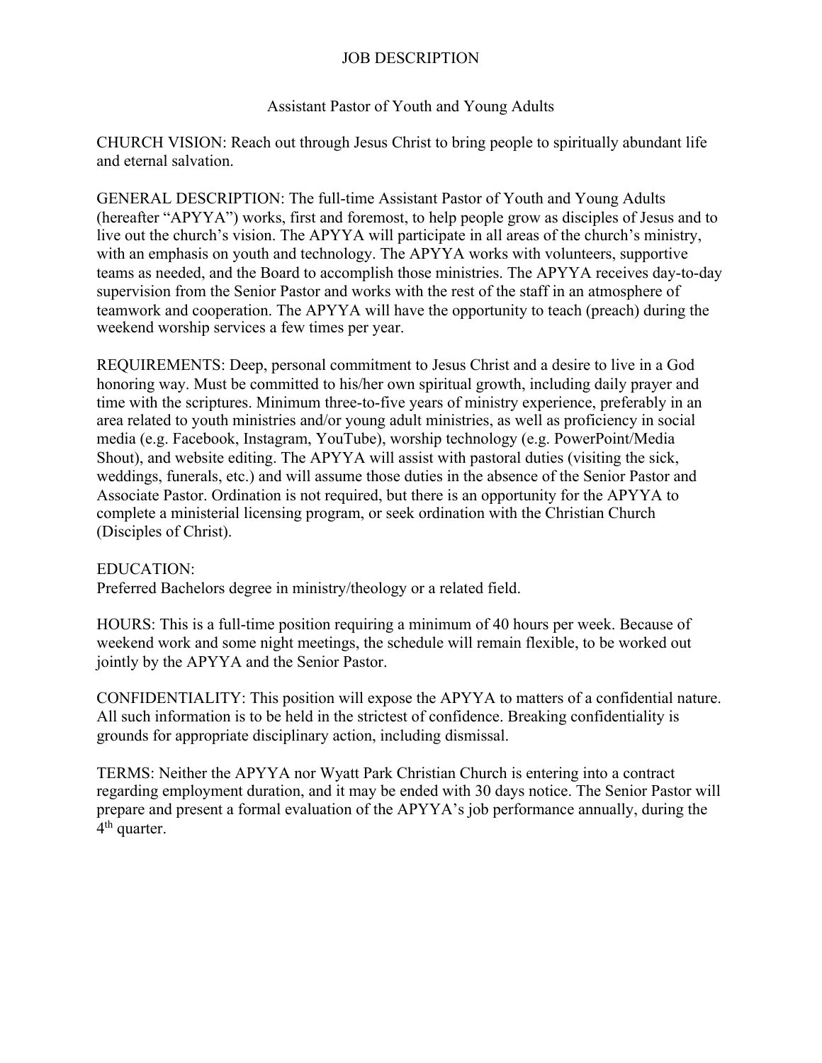# JOB DESCRIPTION

## Assistant Pastor of Youth and Young Adults

CHURCH VISION: Reach out through Jesus Christ to bring people to spiritually abundant life and eternal salvation.

GENERAL DESCRIPTION: The full-time Assistant Pastor of Youth and Young Adults (hereafter "APYYA") works, first and foremost, to help people grow as disciples of Jesus and to live out the church's vision. The APYYA will participate in all areas of the church's ministry, with an emphasis on youth and technology. The APYYA works with volunteers, supportive teams as needed, and the Board to accomplish those ministries. The APYYA receives day-to-day supervision from the Senior Pastor and works with the rest of the staff in an atmosphere of teamwork and cooperation. The APYYA will have the opportunity to teach (preach) during the weekend worship services a few times per year.

REQUIREMENTS: Deep, personal commitment to Jesus Christ and a desire to live in a God honoring way. Must be committed to his/her own spiritual growth, including daily prayer and time with the scriptures. Minimum three-to-five years of ministry experience, preferably in an area related to youth ministries and/or young adult ministries, as well as proficiency in social media (e.g. Facebook, Instagram, YouTube), worship technology (e.g. PowerPoint/Media Shout), and website editing. The APYYA will assist with pastoral duties (visiting the sick, weddings, funerals, etc.) and will assume those duties in the absence of the Senior Pastor and Associate Pastor. Ordination is not required, but there is an opportunity for the APYYA to complete a ministerial licensing program, or seek ordination with the Christian Church (Disciples of Christ).

EDUCATION:
Preferred Bachelors degree in ministry/theology or a related field.

HOURS: This is a full-time position requiring a minimum of 40 hours per week. Because of weekend work and some night meetings, the schedule will remain flexible, to be worked out jointly by the APYYA and the Senior Pastor.

CONFIDENTIALITY: This position will expose the APYYA to matters of a confidential nature. All such information is to be held in the strictest of confidence. Breaking confidentiality is grounds for appropriate disciplinary action, including dismissal.

TERMS: Neither the APYYA nor Wyatt Park Christian Church is entering into a contract regarding employment duration, and it may be ended with 30 days notice. The Senior Pastor will prepare and present a formal evaluation of the APYYA's job performance annually, during the 4th quarter.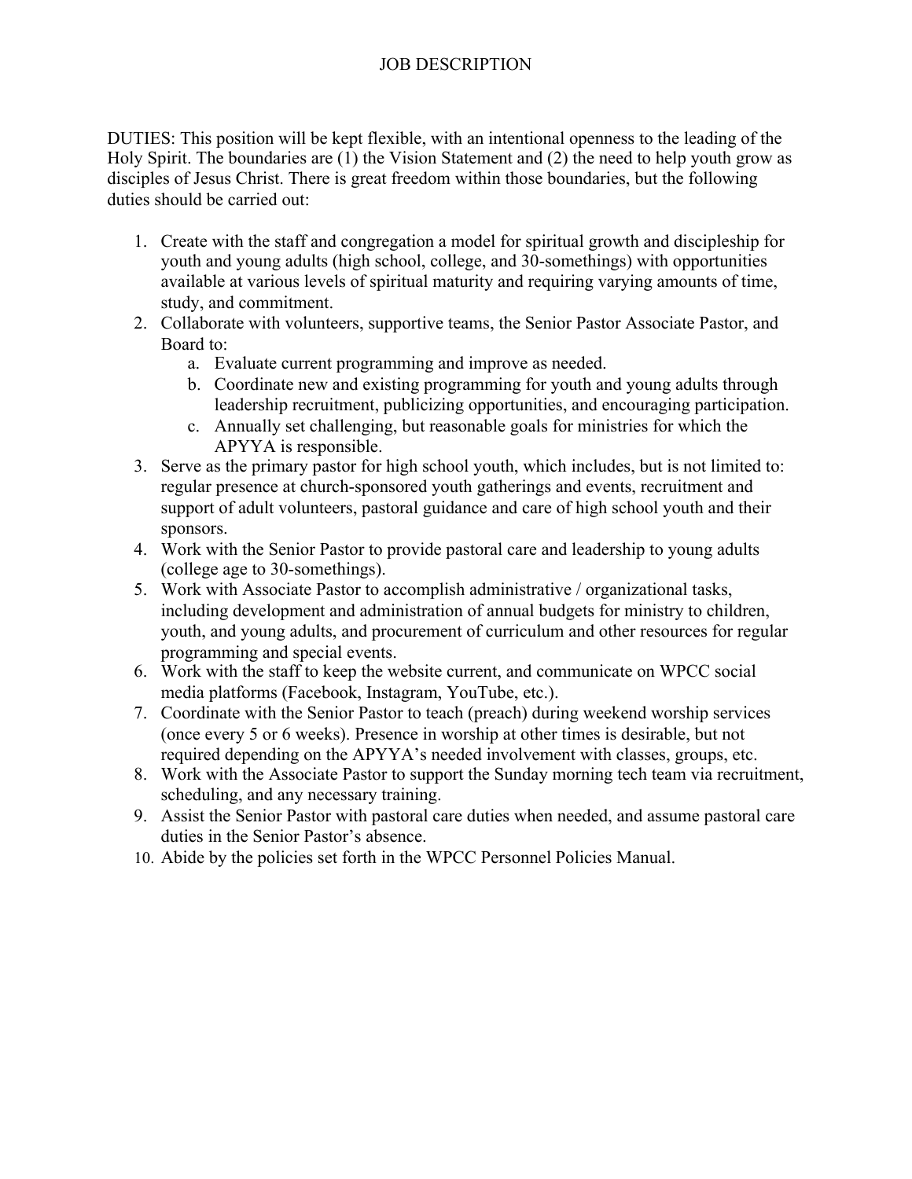# JOB DESCRIPTION

DUTIES: This position will be kept flexible, with an intentional openness to the leading of the Holy Spirit. The boundaries are (1) the Vision Statement and (2) the need to help youth grow as disciples of Jesus Christ. There is great freedom within those boundaries, but the following duties should be carried out:

1. Create with the staff and congregation a model for spiritual growth and discipleship for youth and young adults (high school, college, and 30-somethings) with opportunities available at various levels of spiritual maturity and requiring varying amounts of time, study, and commitment.
2. Collaborate with volunteers, supportive teams, the Senior Pastor Associate Pastor, and Board to:
   a. Evaluate current programming and improve as needed.
   b. Coordinate new and existing programming for youth and young adults through leadership recruitment, publicizing opportunities, and encouraging participation.
   c. Annually set challenging, but reasonable goals for ministries for which the APYYA is responsible.
3. Serve as the primary pastor for high school youth, which includes, but is not limited to: regular presence at church-sponsored youth gatherings and events, recruitment and support of adult volunteers, pastoral guidance and care of high school youth and their sponsors.
4. Work with the Senior Pastor to provide pastoral care and leadership to young adults (college age to 30-somethings).
5. Work with Associate Pastor to accomplish administrative / organizational tasks, including development and administration of annual budgets for ministry to children, youth, and young adults, and procurement of curriculum and other resources for regular programming and special events.
6. Work with the staff to keep the website current, and communicate on WPCC social media platforms (Facebook, Instagram, YouTube, etc.).
7. Coordinate with the Senior Pastor to teach (preach) during weekend worship services (once every 5 or 6 weeks). Presence in worship at other times is desirable, but not required depending on the APYYA's needed involvement with classes, groups, etc.
8. Work with the Associate Pastor to support the Sunday morning tech team via recruitment, scheduling, and any necessary training.
9. Assist the Senior Pastor with pastoral care duties when needed, and assume pastoral care duties in the Senior Pastor's absence.
10. Abide by the policies set forth in the WPCC Personnel Policies Manual.